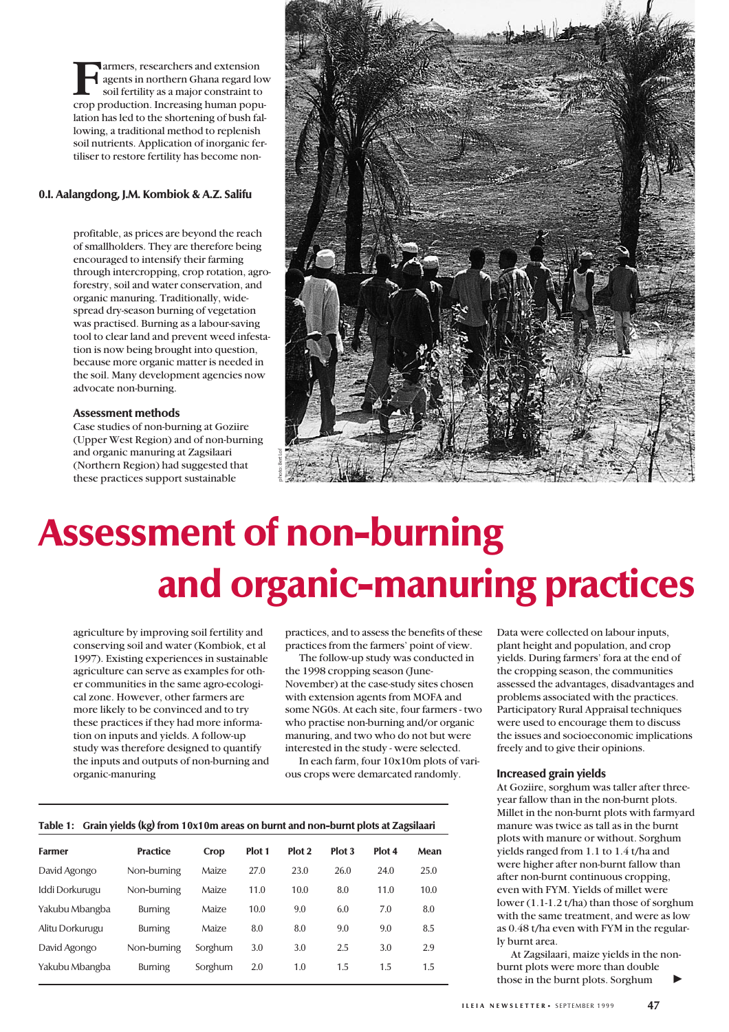# Assessment of non-burning and organic-manuring practices

**O.I. Aalangdong, J.M. Kombiok & A.Z. Salifu**

Farmers, researchers and extension agents in northern Ghana regard low soil fertility as a major constraint to crop production. Increasing human population has led to the shortening of bush fallowing, a traditional method to replenish soil nutrients. Application of inorganic fertiliser to restore fertility has become non-profitable, as prices are beyond the reach of smallholders. They are therefore being encouraged to intensify their farming through intercropping, crop rotation, agroforestry, soil and water conservation, and organic manuring. Traditionally, widespread dry-season burning of vegetation was practised. Burning as a labour-saving tool to clear land and prevent weed infestation is now being brought into question, because more organic matter is needed in the soil. Many development agencies now advocate non-burning.

photo: Bert Lof

### Assessment methods

Case studies of non-burning at Goziire (Upper West Region) and of non-burning and organic manuring at Zagsilaari (Northern Region) had suggested that these practices support sustainable agriculture by improving soil fertility and conserving soil and water (Kombiok, et al 1997). Existing experiences in sustainable agriculture can serve as examples for other communities in the same agro-ecological zone. However, other farmers are more likely to be convinced and to try these practices if they had more information on inputs and yields. A follow-up study was therefore designed to quantify the inputs and outputs of non-burning and organic-manuring practices, and to assess the benefits of these practices from the farmers' point of view.

The follow-up study was conducted in the 1998 cropping season (June-November) at the case-study sites chosen with extension agents from MOFA and some NGOs. At each site, four farmers - two who practise non-burning and/or organic manuring, and two who do not but were interested in the study - were selected.

In each farm, four 10x10m plots of various crops were demarcated randomly. Data were collected on labour inputs, plant height and population, and crop yields. During farmers' fora at the end of the cropping season, the communities assessed the advantages, disadvantages and problems associated with the practices. Participatory Rural Appraisal techniques were used to encourage them to discuss the issues and socioeconomic implications freely and to give their opinions.

### Increased grain yields

At Goziire, sorghum was taller after three-year fallow than in the non-burnt plots. Millet in the non-burnt plots with farmyard manure was twice as tall as in the burnt plots with manure or without. Sorghum yields ranged from 1.1 to 1.4 t/ha and were higher after non-burnt fallow than after non-burnt continuous cropping, even with FYM. Yields of millet were lower (1.1-1.2 t/ha) than those of sorghum with the same treatment, and were as low as 0.48 t/ha even with FYM in the regularly burnt area.

At Zagsilaari, maize yields in the non-burnt plots were more than double those in the burnt plots. Sorghum

**Table 1: Grain yields (kg) from 10x10m areas on burnt and non-burnt plots at Zagsilaari**

| Farmer | Practice | Crop | Plot 1 | Plot 2 | Plot 3 | Plot 4 | Mean |
|---|---|---|---|---|---|---|---|
| David Agongo | Non-burning | Maize | 27.0 | 23.0 | 26.0 | 24.0 | 25.0 |
| Iddi Dorkurugu | Non-burning | Maize | 11.0 | 10.0 | 8.0 | 11.0 | 10.0 |
| Yakubu Mbangba | Burning | Maize | 10.0 | 9.0 | 6.0 | 7.0 | 8.0 |
| Alitu Dorkurugu | Burning | Maize | 8.0 | 8.0 | 9.0 | 9.0 | 8.5 |
| David Agongo | Non-burning | Sorghum | 3.0 | 3.0 | 2.5 | 3.0 | 2.9 |
| Yakubu Mbangba | Burning | Sorghum | 2.0 | 1.0 | 1.5 | 1.5 | 1.5 |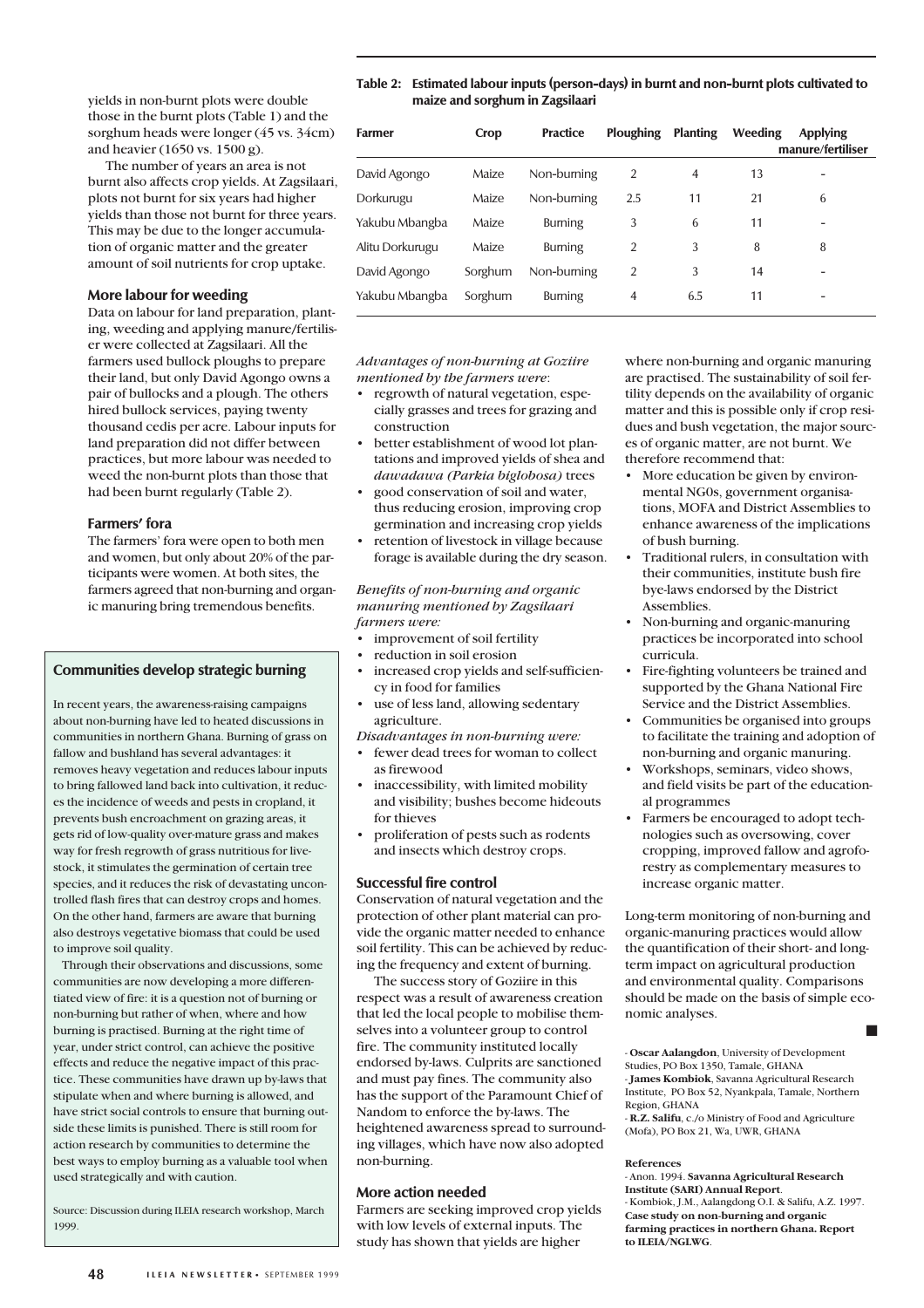yields in non-burnt plots were double those in the burnt plots (Table 1) and the sorghum heads were longer (45 vs. 34cm) and heavier (1650 vs. 1500 g).

The number of years an area is not burnt also affects crop yields. At Zagsilaari, plots not burnt for six years had higher yields than those not burnt for three years. This may be due to the longer accumulation of organic matter and the greater amount of soil nutrients for crop uptake.

### More labour for weeding

Data on labour for land preparation, planting, weeding and applying manure/fertiliser were collected at Zagsilaari. All the farmers used bullock ploughs to prepare their land, but only David Agongo owns a pair of bullocks and a plough. The others hired bullock services, paying twenty thousand cedis per acre. Labour inputs for land preparation did not differ between practices, but more labour was needed to weed the non-burnt plots than those that had been burnt regularly (Table 2).

### Farmers' fora

The farmers' fora were open to both men and women, but only about 20% of the participants were women. At both sites, the farmers agreed that non-burning and organic manuring bring tremendous benefits.

### Communities develop strategic burning

In recent years, the awareness-raising campaigns about non-burning have led to heated discussions in communities in northern Ghana. Burning of grass on fallow and bushland has several advantages: it removes heavy vegetation and reduces labour inputs to bring fallowed land back into cultivation, it reduces the incidence of weeds and pests in cropland, it prevents bush encroachment on grazing areas, it gets rid of low-quality over-mature grass and makes way for fresh regrowth of grass nutritious for livestock, it stimulates the germination of certain tree species, and it reduces the risk of devastating uncontrolled flash fires that can destroy crops and homes. On the other hand, farmers are aware that burning also destroys vegetative biomass that could be used to improve soil quality.

Through their observations and discussions, some communities are now developing a more differentiated view of fire: it is a question not of burning or non-burning but rather of when, where and how burning is practised. Burning at the right time of year, under strict control, can achieve the positive effects and reduce the negative impact of this practice. These communities have drawn up by-laws that stipulate when and where burning is allowed, and have strict social controls to ensure that burning outside these limits is punished. There is still room for action research by communities to determine the best ways to employ burning as a valuable tool when used strategically and with caution.

Source: Discussion during ILEIA research workshop, March 1999.

**Table 2: Estimated labour inputs (person-days) in burnt and non-burnt plots cultivated to maize and sorghum in Zagsilaari**

| Farmer | Crop | Practice | Ploughing | Planting | Weeding | Applying manure/fertiliser |
|---|---|---|---|---|---|---|
| David Agongo | Maize | Non-burning | 2 | 4 | 13 | - |
| Dorkurugu | Maize | Non-burning | 2.5 | 11 | 21 | 6 |
| Yakubu Mbangba | Maize | Burning | 3 | 6 | 11 | - |
| Alitu Dorkurugu | Maize | Burning | 2 | 3 | 8 | 8 |
| David Agongo | Sorghum | Non-burning | 2 | 3 | 14 | - |
| Yakubu Mbangba | Sorghum | Burning | 4 | 6.5 | 11 | - |

*Advantages of non-burning at Goziire mentioned by the farmers were*:

- regrowth of natural vegetation, especially grasses and trees for grazing and construction
- better establishment of wood lot plantations and improved yields of shea and *dawadawa (Parkia biglobosa)* trees
- good conservation of soil and water, thus reducing erosion, improving crop germination and increasing crop yields
- retention of livestock in village because forage is available during the dry season.

*Benefits of non-burning and organic manuring mentioned by Zagsilaari farmers were:*

- improvement of soil fertility
- reduction in soil erosion
- increased crop yields and self-sufficiency in food for families
- use of less land, allowing sedentary agriculture.

*Disadvantages in non-burning were:*

- fewer dead trees for woman to collect as firewood
- inaccessibility, with limited mobility and visibility; bushes become hideouts for thieves
- proliferation of pests such as rodents and insects which destroy crops.

### Successful fire control

Conservation of natural vegetation and the protection of other plant material can provide the organic matter needed to enhance soil fertility. This can be achieved by reducing the frequency and extent of burning.

The success story of Goziire in this respect was a result of awareness creation that led the local people to mobilise themselves into a volunteer group to control fire. The community instituted locally endorsed by-laws. Culprits are sanctioned and must pay fines. The community also has the support of the Paramount Chief of Nandom to enforce the by-laws. The heightened awareness spread to surrounding villages, which have now also adopted non-burning.

### More action needed

Farmers are seeking improved crop yields with low levels of external inputs. The study has shown that yields are higher where non-burning and organic manuring are practised. The sustainability of soil fertility depends on the availability of organic matter and this is possible only if crop residues and bush vegetation, the major sources of organic matter, are not burnt. We therefore recommend that:

- More education be given by environmental NGOs, government organisations, MOFA and District Assemblies to enhance awareness of the implications of bush burning.
- Traditional rulers, in consultation with their communities, institute bush fire bye-laws endorsed by the District Assemblies.
- Non-burning and organic-manuring practices be incorporated into school curricula.
- Fire-fighting volunteers be trained and supported by the Ghana National Fire Service and the District Assemblies.
- Communities be organised into groups to facilitate the training and adoption of non-burning and organic manuring.
- Workshops, seminars, video shows, and field visits be part of the educational programmes
- Farmers be encouraged to adopt technologies such as oversowing, cover cropping, improved fallow and agroforestry as complementary measures to increase organic matter.

Long-term monitoring of non-burning and organic-manuring practices would allow the quantification of their short- and long-term impact on agricultural production and environmental quality. Comparisons should be made on the basis of simple economic analyses.

- **Oscar Aalangdon**, University of Development Studies, PO Box 1350, Tamale, GHANA
- **James Kombiok**, Savanna Agricultural Research Institute, PO Box 52, Nyankpala, Tamale, Northern Region, GHANA
- **R.Z. Salifu**, c./o Ministry of Food and Agriculture (Mofa), PO Box 21, Wa, UWR, GHANA

**References**

- Anon. 1994. **Savanna Agricultural Research Institute (SARI) Annual Report**.
- Kombiok, J.M., Aalangdong O.I. & Salifu, A.Z. 1997. **Case study on non-burning and organic farming practices in northern Ghana. Report to ILEIA/NGLWG**.